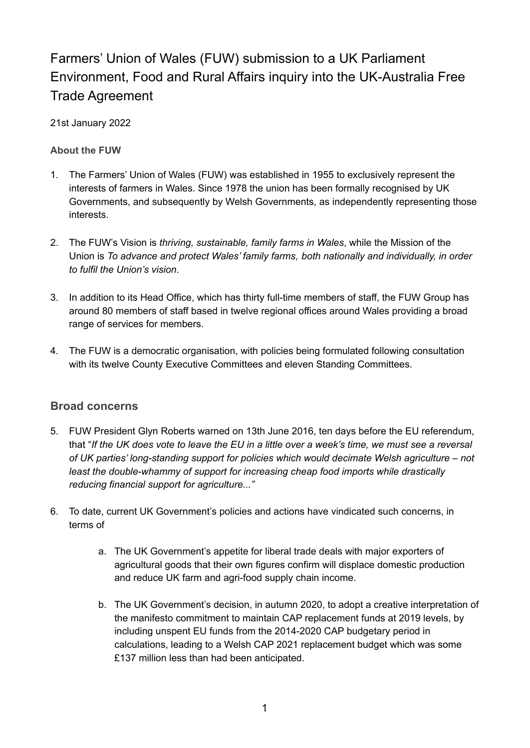# Farmers' Union of Wales (FUW) submission to a UK Parliament Environment, Food and Rural Affairs inquiry into the UK-Australia Free Trade Agreement

21st January 2022

### About the FUW

1. The Farmers' Union of Wales (FUW) was established in 1955 to exclusively represent the interests of farmers in Wales. Since 1978 the union has been formally recognised by UK Governments, and subsequently by Welsh Governments, as independently representing those interests.

2. The FUW's Vision is *thriving, sustainable, family farms in Wales*, while the Mission of the Union is *To advance and protect Wales' family farms, both nationally and individually, in order to fulfil the Union's vision*.

3. In addition to its Head Office, which has thirty full-time members of staff, the FUW Group has around 80 members of staff based in twelve regional offices around Wales providing a broad range of services for members.

4. The FUW is a democratic organisation, with policies being formulated following consultation with its twelve County Executive Committees and eleven Standing Committees.

## Broad concerns

5. FUW President Glyn Roberts warned on 13th June 2016, ten days before the EU referendum, that "*If the UK does vote to leave the EU in a little over a week's time, we must see a reversal of UK parties' long-standing support for policies which would decimate Welsh agriculture – not least the double-whammy of support for increasing cheap food imports while drastically reducing financial support for agriculture...*"

6. To date, current UK Government's policies and actions have vindicated such concerns, in terms of

   a. The UK Government's appetite for liberal trade deals with major exporters of agricultural goods that their own figures confirm will displace domestic production and reduce UK farm and agri-food supply chain income.

   b. The UK Government's decision, in autumn 2020, to adopt a creative interpretation of the manifesto commitment to maintain CAP replacement funds at 2019 levels, by including unspent EU funds from the 2014-2020 CAP budgetary period in calculations, leading to a Welsh CAP 2021 replacement budget which was some £137 million less than had been anticipated.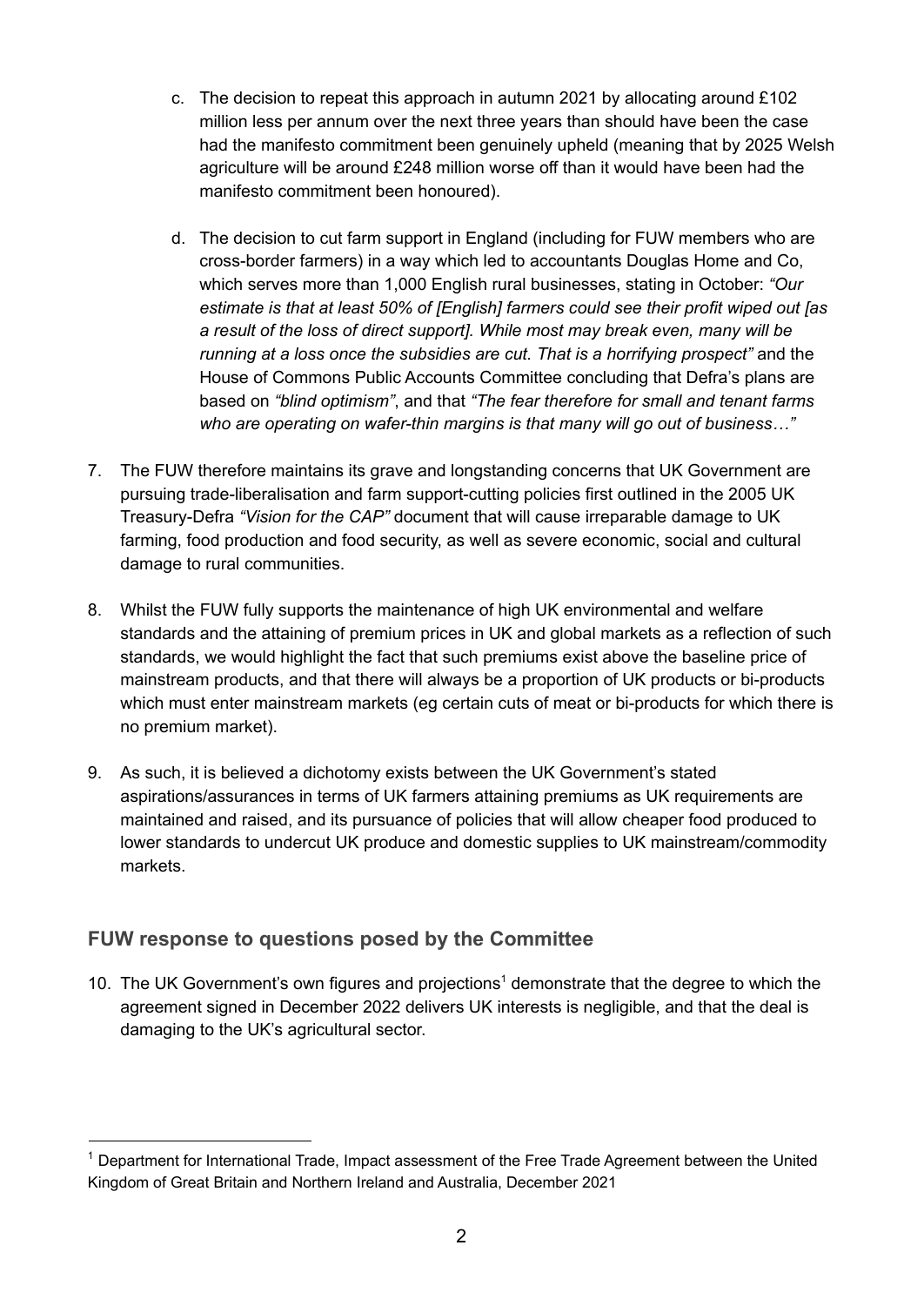c. The decision to repeat this approach in autumn 2021 by allocating around £102 million less per annum over the next three years than should have been the case had the manifesto commitment been genuinely upheld (meaning that by 2025 Welsh agriculture will be around £248 million worse off than it would have been had the manifesto commitment been honoured).

d. The decision to cut farm support in England (including for FUW members who are cross-border farmers) in a way which led to accountants Douglas Home and Co, which serves more than 1,000 English rural businesses, stating in October: *"Our estimate is that at least 50% of [English] farmers could see their profit wiped out [as a result of the loss of direct support]. While most may break even, many will be running at a loss once the subsidies are cut. That is a horrifying prospect"* and the House of Commons Public Accounts Committee concluding that Defra's plans are based on *"blind optimism"*, and that *"The fear therefore for small and tenant farms who are operating on wafer-thin margins is that many will go out of business…"*

7. The FUW therefore maintains its grave and longstanding concerns that UK Government are pursuing trade-liberalisation and farm support-cutting policies first outlined in the 2005 UK Treasury-Defra *"Vision for the CAP"* document that will cause irreparable damage to UK farming, food production and food security, as well as severe economic, social and cultural damage to rural communities.

8. Whilst the FUW fully supports the maintenance of high UK environmental and welfare standards and the attaining of premium prices in UK and global markets as a reflection of such standards, we would highlight the fact that such premiums exist above the baseline price of mainstream products, and that there will always be a proportion of UK products or bi-products which must enter mainstream markets (eg certain cuts of meat or bi-products for which there is no premium market).

9. As such, it is believed a dichotomy exists between the UK Government's stated aspirations/assurances in terms of UK farmers attaining premiums as UK requirements are maintained and raised, and its pursuance of policies that will allow cheaper food produced to lower standards to undercut UK produce and domestic supplies to UK mainstream/commodity markets.

## FUW response to questions posed by the Committee

10. The UK Government's own figures and projections[1] demonstrate that the degree to which the agreement signed in December 2022 delivers UK interests is negligible, and that the deal is damaging to the UK's agricultural sector.

[1] Department for International Trade, Impact assessment of the Free Trade Agreement between the United Kingdom of Great Britain and Northern Ireland and Australia, December 2021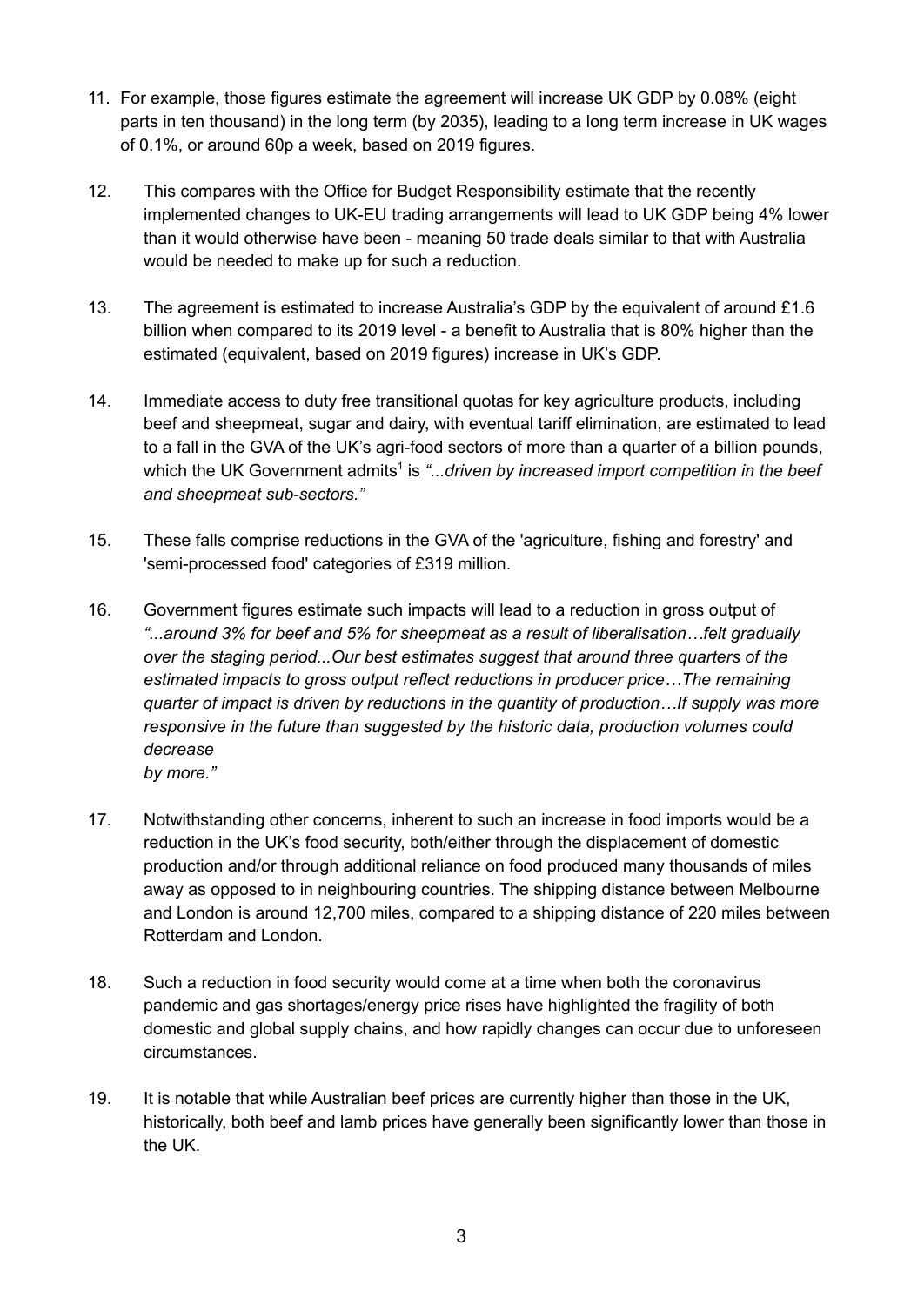11. For example, those figures estimate the agreement will increase UK GDP by 0.08% (eight parts in ten thousand) in the long term (by 2035), leading to a long term increase in UK wages of 0.1%, or around 60p a week, based on 2019 figures.

12. This compares with the Office for Budget Responsibility estimate that the recently implemented changes to UK-EU trading arrangements will lead to UK GDP being 4% lower than it would otherwise have been - meaning 50 trade deals similar to that with Australia would be needed to make up for such a reduction.

13. The agreement is estimated to increase Australia's GDP by the equivalent of around £1.6 billion when compared to its 2019 level - a benefit to Australia that is 80% higher than the estimated (equivalent, based on 2019 figures) increase in UK's GDP.

14. Immediate access to duty free transitional quotas for key agriculture products, including beef and sheepmeat, sugar and dairy, with eventual tariff elimination, are estimated to lead to a fall in the GVA of the UK's agri-food sectors of more than a quarter of a billion pounds, which the UK Government admits[1] is *"...driven by increased import competition in the beef and sheepmeat sub-sectors."*

15. These falls comprise reductions in the GVA of the 'agriculture, fishing and forestry' and 'semi-processed food' categories of £319 million.

16. Government figures estimate such impacts will lead to a reduction in gross output of *"...around 3% for beef and 5% for sheepmeat as a result of liberalisation…felt gradually over the staging period...Our best estimates suggest that around three quarters of the estimated impacts to gross output reflect reductions in producer price…The remaining quarter of impact is driven by reductions in the quantity of production…If supply was more responsive in the future than suggested by the historic data, production volumes could decrease by more."*

17. Notwithstanding other concerns, inherent to such an increase in food imports would be a reduction in the UK's food security, both/either through the displacement of domestic production and/or through additional reliance on food produced many thousands of miles away as opposed to in neighbouring countries. The shipping distance between Melbourne and London is around 12,700 miles, compared to a shipping distance of 220 miles between Rotterdam and London.

18. Such a reduction in food security would come at a time when both the coronavirus pandemic and gas shortages/energy price rises have highlighted the fragility of both domestic and global supply chains, and how rapidly changes can occur due to unforeseen circumstances.

19. It is notable that while Australian beef prices are currently higher than those in the UK, historically, both beef and lamb prices have generally been significantly lower than those in the UK.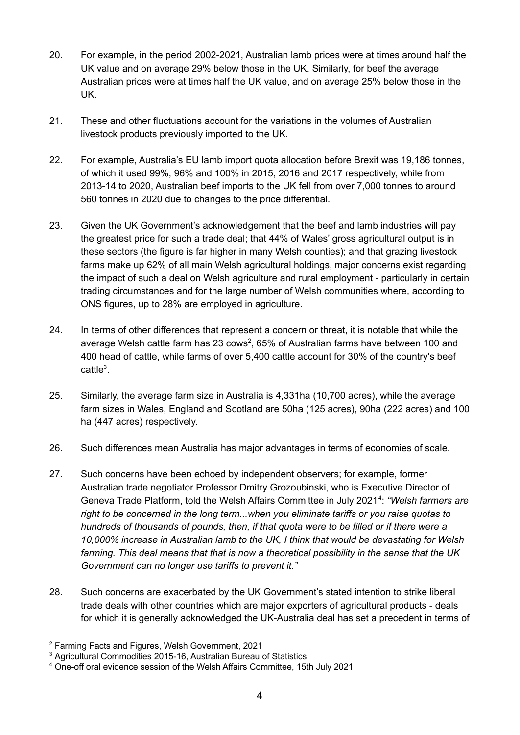20. For example, in the period 2002-2021, Australian lamb prices were at times around half the UK value and on average 29% below those in the UK. Similarly, for beef the average Australian prices were at times half the UK value, and on average 25% below those in the UK.

21. These and other fluctuations account for the variations in the volumes of Australian livestock products previously imported to the UK.

22. For example, Australia's EU lamb import quota allocation before Brexit was 19,186 tonnes, of which it used 99%, 96% and 100% in 2015, 2016 and 2017 respectively, while from 2013-14 to 2020, Australian beef imports to the UK fell from over 7,000 tonnes to around 560 tonnes in 2020 due to changes to the price differential.

23. Given the UK Government's acknowledgement that the beef and lamb industries will pay the greatest price for such a trade deal; that 44% of Wales' gross agricultural output is in these sectors (the figure is far higher in many Welsh counties); and that grazing livestock farms make up 62% of all main Welsh agricultural holdings, major concerns exist regarding the impact of such a deal on Welsh agriculture and rural employment - particularly in certain trading circumstances and for the large number of Welsh communities where, according to ONS figures, up to 28% are employed in agriculture.

24. In terms of other differences that represent a concern or threat, it is notable that while the average Welsh cattle farm has 23 cows[2], 65% of Australian farms have between 100 and 400 head of cattle, while farms of over 5,400 cattle account for 30% of the country's beef cattle[3].

25. Similarly, the average farm size in Australia is 4,331ha (10,700 acres), while the average farm sizes in Wales, England and Scotland are 50ha (125 acres), 90ha (222 acres) and 100 ha (447 acres) respectively.

26. Such differences mean Australia has major advantages in terms of economies of scale.

27. Such concerns have been echoed by independent observers; for example, former Australian trade negotiator Professor Dmitry Grozoubinski, who is Executive Director of Geneva Trade Platform, told the Welsh Affairs Committee in July 2021[4]: *"Welsh farmers are right to be concerned in the long term...when you eliminate tariffs or you raise quotas to hundreds of thousands of pounds, then, if that quota were to be filled or if there were a 10,000% increase in Australian lamb to the UK, I think that would be devastating for Welsh farming. This deal means that that is now a theoretical possibility in the sense that the UK Government can no longer use tariffs to prevent it."*

28. Such concerns are exacerbated by the UK Government's stated intention to strike liberal trade deals with other countries which are major exporters of agricultural products - deals for which it is generally acknowledged the UK-Australia deal has set a precedent in terms of

---

[2] Farming Facts and Figures, Welsh Government, 2021

[3] Agricultural Commodities 2015-16, Australian Bureau of Statistics

[4] One-off oral evidence session of the Welsh Affairs Committee, 15th July 2021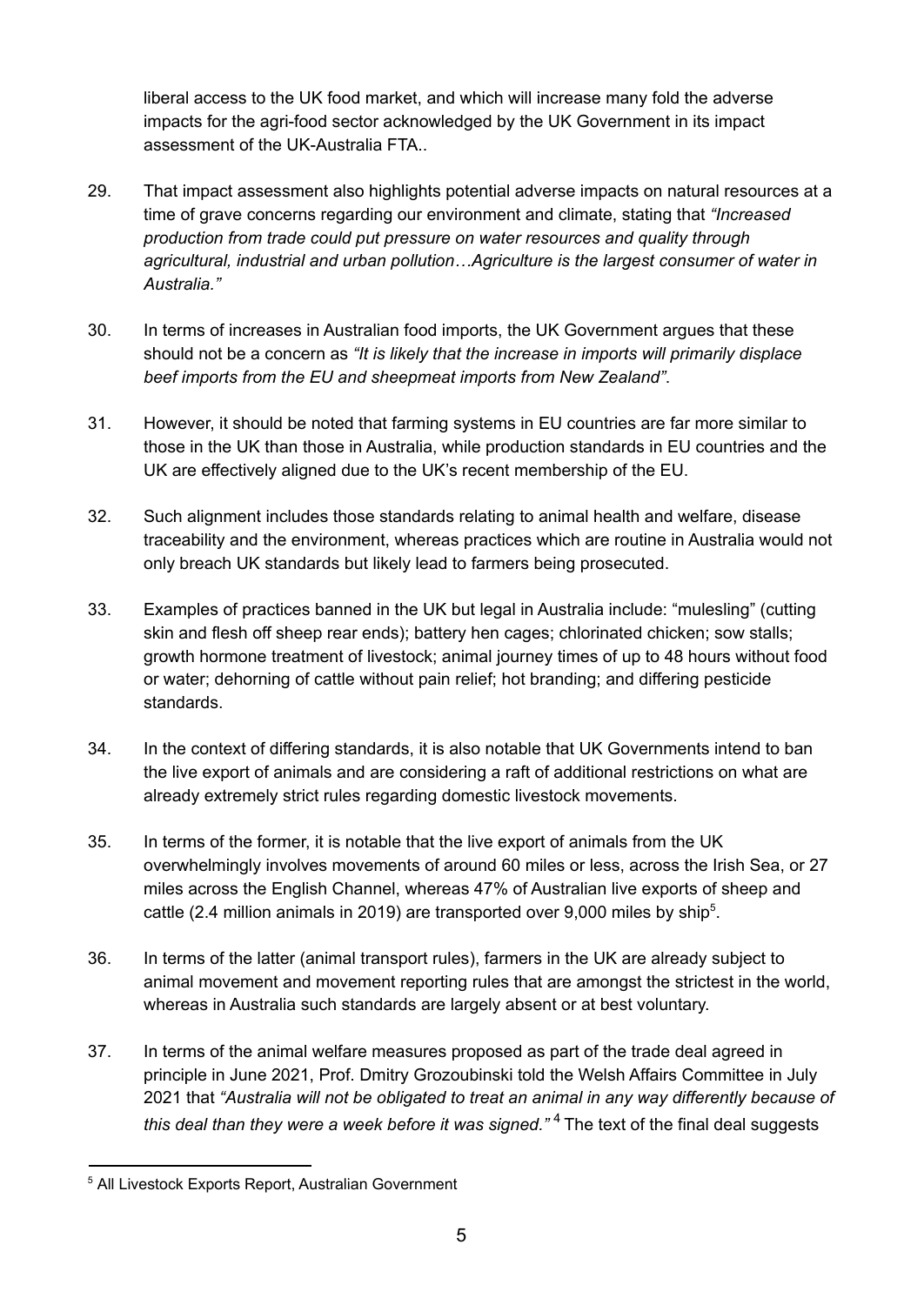liberal access to the UK food market, and which will increase many fold the adverse impacts for the agri-food sector acknowledged by the UK Government in its impact assessment of the UK-Australia FTA..

29. That impact assessment also highlights potential adverse impacts on natural resources at a time of grave concerns regarding our environment and climate, stating that *"Increased production from trade could put pressure on water resources and quality through agricultural, industrial and urban pollution…Agriculture is the largest consumer of water in Australia."*

30. In terms of increases in Australian food imports, the UK Government argues that these should not be a concern as *"It is likely that the increase in imports will primarily displace beef imports from the EU and sheepmeat imports from New Zealand"*.

31. However, it should be noted that farming systems in EU countries are far more similar to those in the UK than those in Australia, while production standards in EU countries and the UK are effectively aligned due to the UK's recent membership of the EU.

32. Such alignment includes those standards relating to animal health and welfare, disease traceability and the environment, whereas practices which are routine in Australia would not only breach UK standards but likely lead to farmers being prosecuted.

33. Examples of practices banned in the UK but legal in Australia include: "mulesling" (cutting skin and flesh off sheep rear ends); battery hen cages; chlorinated chicken; sow stalls; growth hormone treatment of livestock; animal journey times of up to 48 hours without food or water; dehorning of cattle without pain relief; hot branding; and differing pesticide standards.

34. In the context of differing standards, it is also notable that UK Governments intend to ban the live export of animals and are considering a raft of additional restrictions on what are already extremely strict rules regarding domestic livestock movements.

35. In terms of the former, it is notable that the live export of animals from the UK overwhelmingly involves movements of around 60 miles or less, across the Irish Sea, or 27 miles across the English Channel, whereas 47% of Australian live exports of sheep and cattle (2.4 million animals in 2019) are transported over 9,000 miles by ship[5].

36. In terms of the latter (animal transport rules), farmers in the UK are already subject to animal movement and movement reporting rules that are amongst the strictest in the world, whereas in Australia such standards are largely absent or at best voluntary.

37. In terms of the animal welfare measures proposed as part of the trade deal agreed in principle in June 2021, Prof. Dmitry Grozoubinski told the Welsh Affairs Committee in July 2021 that *"Australia will not be obligated to treat an animal in any way differently because of this deal than they were a week before it was signed."*[4] The text of the final deal suggests

[5] All Livestock Exports Report, Australian Government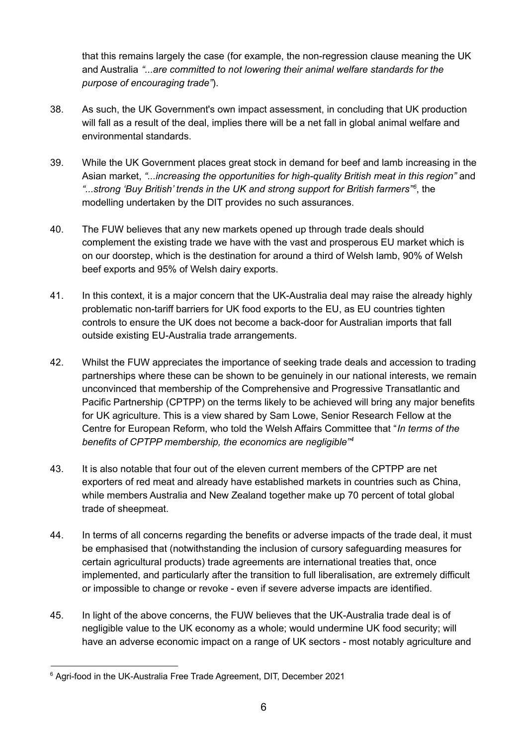that this remains largely the case (for example, the non-regression clause meaning the UK and Australia *"...are committed to not lowering their animal welfare standards for the purpose of encouraging trade"*).

38. As such, the UK Government's own impact assessment, in concluding that UK production will fall as a result of the deal, implies there will be a net fall in global animal welfare and environmental standards.

39. While the UK Government places great stock in demand for beef and lamb increasing in the Asian market, *"...increasing the opportunities for high-quality British meat in this region"* and *"...strong 'Buy British' trends in the UK and strong support for British farmers"*[6], the modelling undertaken by the DIT provides no such assurances.

40. The FUW believes that any new markets opened up through trade deals should complement the existing trade we have with the vast and prosperous EU market which is on our doorstep, which is the destination for around a third of Welsh lamb, 90% of Welsh beef exports and 95% of Welsh dairy exports.

41. In this context, it is a major concern that the UK-Australia deal may raise the already highly problematic non-tariff barriers for UK food exports to the EU, as EU countries tighten controls to ensure the UK does not become a back-door for Australian imports that fall outside existing EU-Australia trade arrangements.

42. Whilst the FUW appreciates the importance of seeking trade deals and accession to trading partnerships where these can be shown to be genuinely in our national interests, we remain unconvinced that membership of the Comprehensive and Progressive Transatlantic and Pacific Partnership (CPTPP) on the terms likely to be achieved will bring any major benefits for UK agriculture. This is a view shared by Sam Lowe, Senior Research Fellow at the Centre for European Reform, who told the Welsh Affairs Committee that "*In terms of the benefits of CPTPP membership, the economics are negligible*"[4]

43. It is also notable that four out of the eleven current members of the CPTPP are net exporters of red meat and already have established markets in countries such as China, while members Australia and New Zealand together make up 70 percent of total global trade of sheepmeat.

44. In terms of all concerns regarding the benefits or adverse impacts of the trade deal, it must be emphasised that (notwithstanding the inclusion of cursory safeguarding measures for certain agricultural products) trade agreements are international treaties that, once implemented, and particularly after the transition to full liberalisation, are extremely difficult or impossible to change or revoke - even if severe adverse impacts are identified.

45. In light of the above concerns, the FUW believes that the UK-Australia trade deal is of negligible value to the UK economy as a whole; would undermine UK food security; will have an adverse economic impact on a range of UK sectors - most notably agriculture and

---

[6] Agri-food in the UK-Australia Free Trade Agreement, DIT, December 2021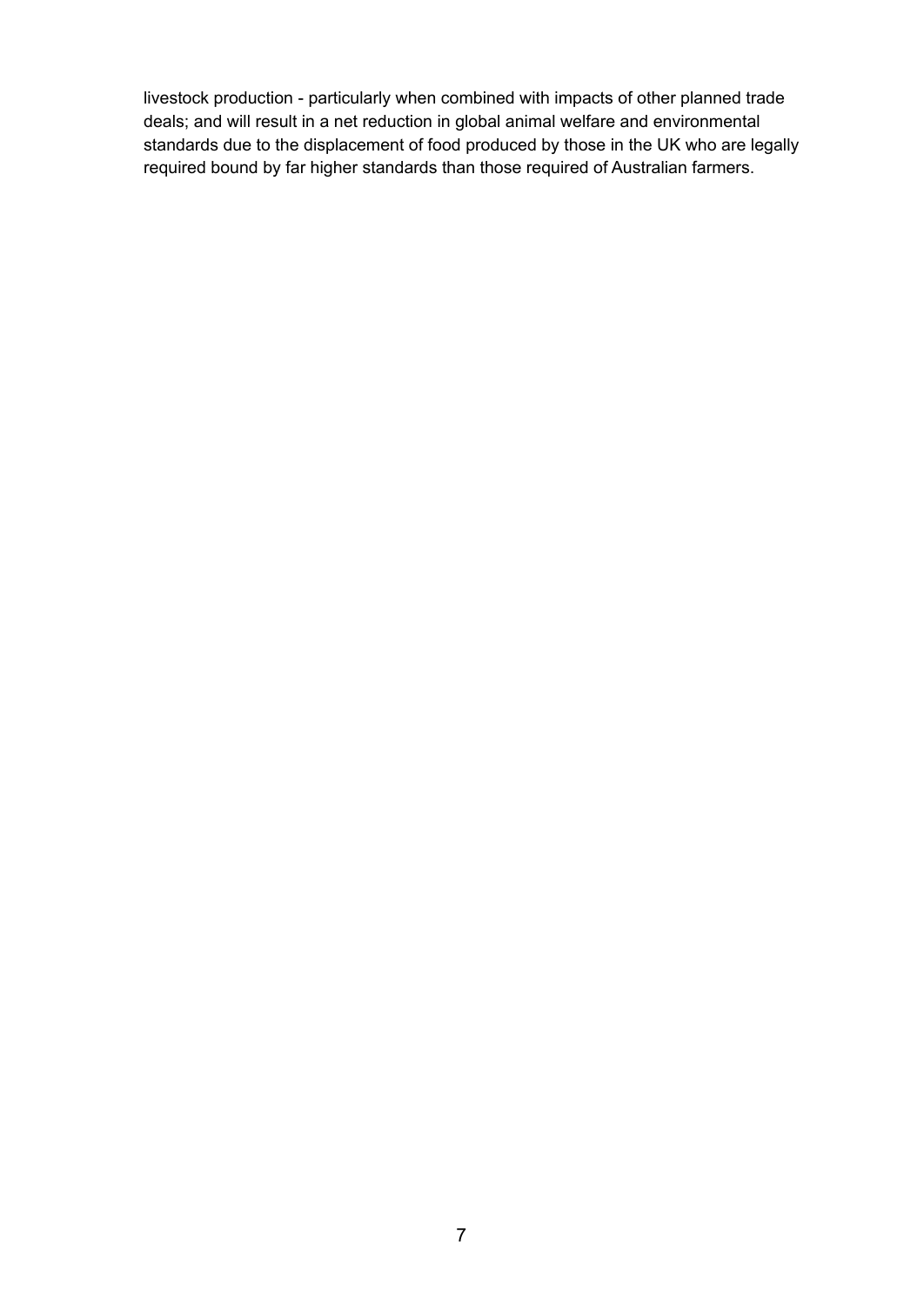livestock production - particularly when combined with impacts of other planned trade deals; and will result in a net reduction in global animal welfare and environmental standards due to the displacement of food produced by those in the UK who are legally required bound by far higher standards than those required of Australian farmers.